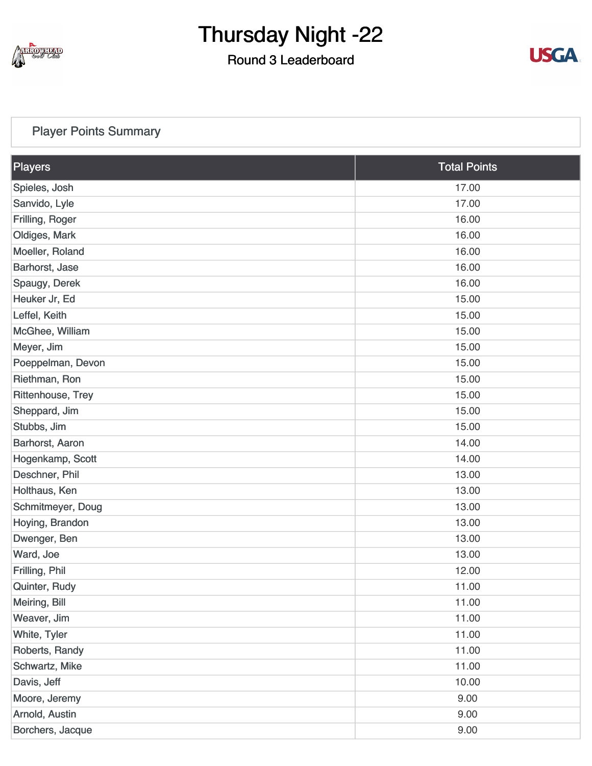# Thursday Night -22

## Round 3 Leaderboard

### Player Points Summary

| Players | Total Points |
| --- | --- |
| Spieles, Josh | 17.00 |
| Sanvido, Lyle | 17.00 |
| Frilling, Roger | 16.00 |
| Oldiges, Mark | 16.00 |
| Moeller, Roland | 16.00 |
| Barhorst, Jase | 16.00 |
| Spaugy, Derek | 16.00 |
| Heuker Jr, Ed | 15.00 |
| Leffel, Keith | 15.00 |
| McGhee, William | 15.00 |
| Meyer, Jim | 15.00 |
| Poeppelman, Devon | 15.00 |
| Riethman, Ron | 15.00 |
| Rittenhouse, Trey | 15.00 |
| Sheppard, Jim | 15.00 |
| Stubbs, Jim | 15.00 |
| Barhorst, Aaron | 14.00 |
| Hogenkamp, Scott | 14.00 |
| Deschner, Phil | 13.00 |
| Holthaus, Ken | 13.00 |
| Schmitmeyer, Doug | 13.00 |
| Hoying, Brandon | 13.00 |
| Dwenger, Ben | 13.00 |
| Ward, Joe | 13.00 |
| Frilling, Phil | 12.00 |
| Quinter, Rudy | 11.00 |
| Meiring, Bill | 11.00 |
| Weaver, Jim | 11.00 |
| White, Tyler | 11.00 |
| Roberts, Randy | 11.00 |
| Schwartz, Mike | 11.00 |
| Davis, Jeff | 10.00 |
| Moore, Jeremy | 9.00 |
| Arnold, Austin | 9.00 |
| Borchers, Jacque | 9.00 |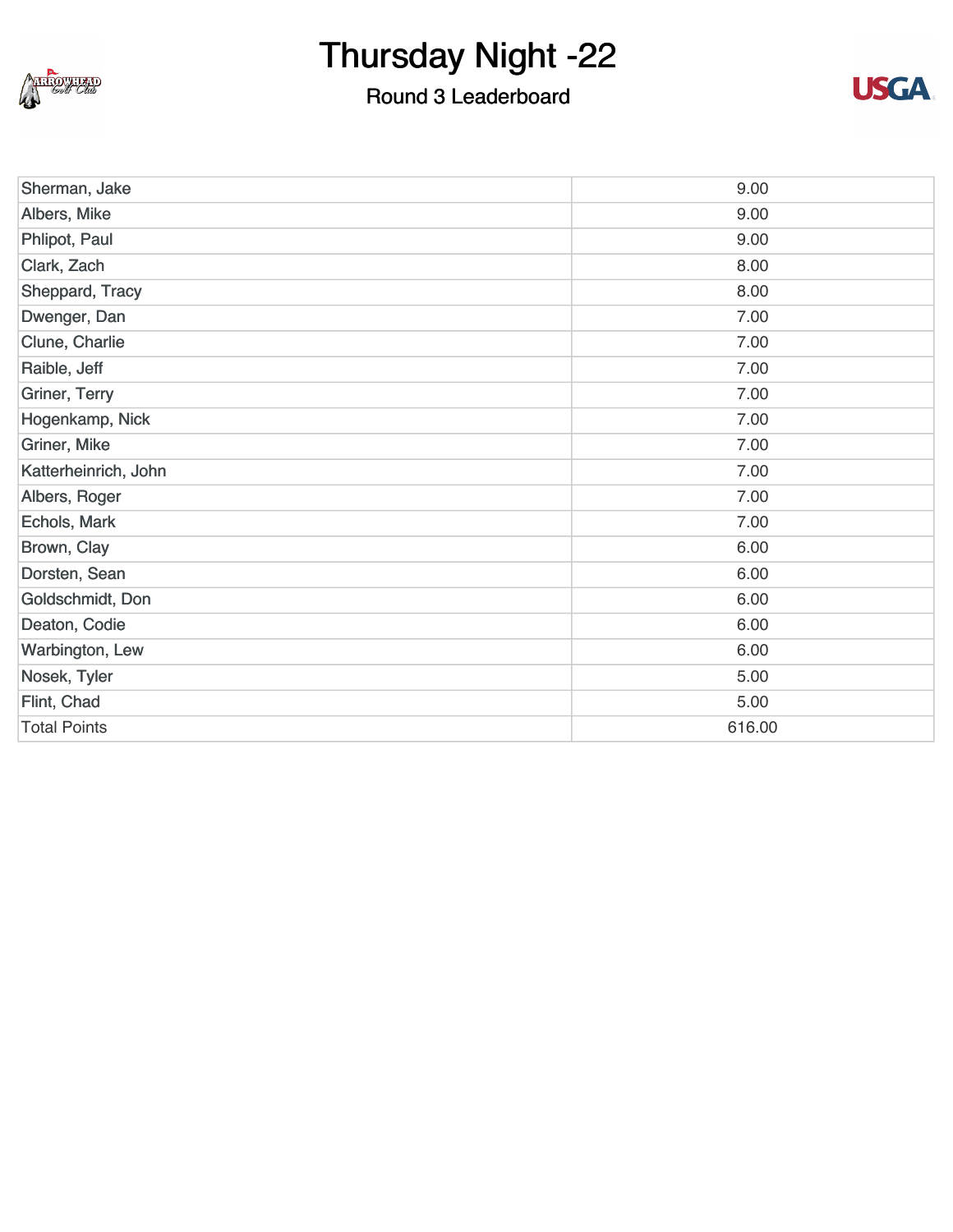# Thursday Night -22

## Round 3 Leaderboard

| | |
|---|---|
| Sherman, Jake | 9.00 |
| Albers, Mike | 9.00 |
| Phlipot, Paul | 9.00 |
| Clark, Zach | 8.00 |
| Sheppard, Tracy | 8.00 |
| Dwenger, Dan | 7.00 |
| Clune, Charlie | 7.00 |
| Raible, Jeff | 7.00 |
| Griner, Terry | 7.00 |
| Hogenkamp, Nick | 7.00 |
| Griner, Mike | 7.00 |
| Katterheinrich, John | 7.00 |
| Albers, Roger | 7.00 |
| Echols, Mark | 7.00 |
| Brown, Clay | 6.00 |
| Dorsten, Sean | 6.00 |
| Goldschmidt, Don | 6.00 |
| Deaton, Codie | 6.00 |
| Warbington, Lew | 6.00 |
| Nosek, Tyler | 5.00 |
| Flint, Chad | 5.00 |
| Total Points | 616.00 |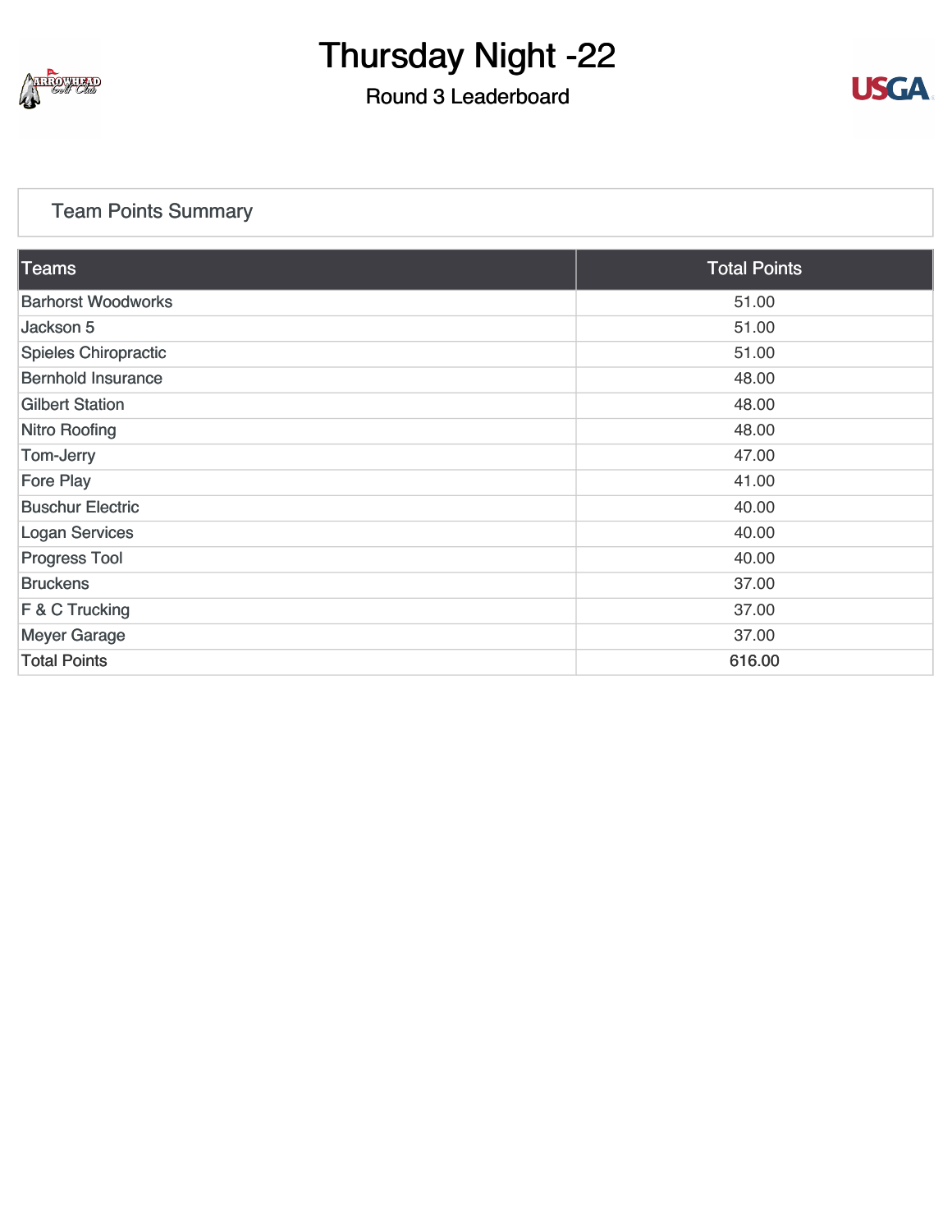# Thursday Night -22

## Round 3 Leaderboard

### Team Points Summary

| Teams | Total Points |
|---|---|
| Barhorst Woodworks | 51.00 |
| Jackson 5 | 51.00 |
| Spieles Chiropractic | 51.00 |
| Bernhold Insurance | 48.00 |
| Gilbert Station | 48.00 |
| Nitro Roofing | 48.00 |
| Tom-Jerry | 47.00 |
| Fore Play | 41.00 |
| Buschur Electric | 40.00 |
| Logan Services | 40.00 |
| Progress Tool | 40.00 |
| Bruckens | 37.00 |
| F & C Trucking | 37.00 |
| Meyer Garage | 37.00 |
| Total Points | 616.00 |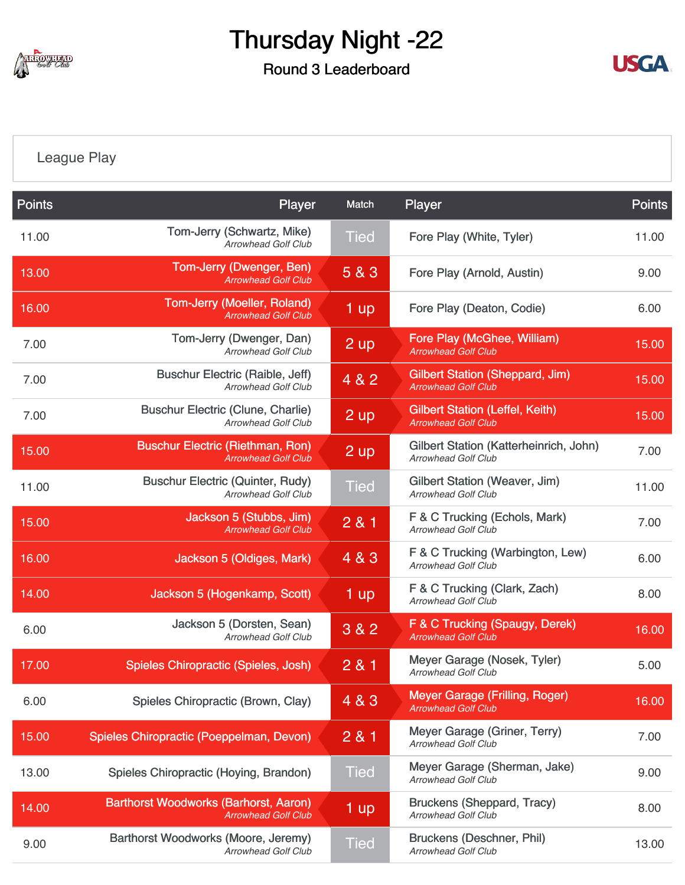# Thursday Night -22

## Round 3 Leaderboard

League Play

| Points | Player | Match | Player | Points |
|---|---|---|---|---|
| 11.00 | Tom-Jerry (Schwartz, Mike) *Arrowhead Golf Club* | Tied | Fore Play (White, Tyler) | 11.00 |
| 13.00 | Tom-Jerry (Dwenger, Ben) *Arrowhead Golf Club* | 5 & 3 | Fore Play (Arnold, Austin) | 9.00 |
| 16.00 | Tom-Jerry (Moeller, Roland) *Arrowhead Golf Club* | 1 up | Fore Play (Deaton, Codie) | 6.00 |
| 7.00 | Tom-Jerry (Dwenger, Dan) *Arrowhead Golf Club* | 2 up | Fore Play (McGhee, William) *Arrowhead Golf Club* | 15.00 |
| 7.00 | Buschur Electric (Raible, Jeff) *Arrowhead Golf Club* | 4 & 2 | Gilbert Station (Sheppard, Jim) *Arrowhead Golf Club* | 15.00 |
| 7.00 | Buschur Electric (Clune, Charlie) *Arrowhead Golf Club* | 2 up | Gilbert Station (Leffel, Keith) *Arrowhead Golf Club* | 15.00 |
| 15.00 | Buschur Electric (Riethman, Ron) *Arrowhead Golf Club* | 2 up | Gilbert Station (Katterheinrich, John) *Arrowhead Golf Club* | 7.00 |
| 11.00 | Buschur Electric (Quinter, Rudy) *Arrowhead Golf Club* | Tied | Gilbert Station (Weaver, Jim) *Arrowhead Golf Club* | 11.00 |
| 15.00 | Jackson 5 (Stubbs, Jim) *Arrowhead Golf Club* | 2 & 1 | F & C Trucking (Echols, Mark) *Arrowhead Golf Club* | 7.00 |
| 16.00 | Jackson 5 (Oldiges, Mark) | 4 & 3 | F & C Trucking (Warbington, Lew) *Arrowhead Golf Club* | 6.00 |
| 14.00 | Jackson 5 (Hogenkamp, Scott) | 1 up | F & C Trucking (Clark, Zach) *Arrowhead Golf Club* | 8.00 |
| 6.00 | Jackson 5 (Dorsten, Sean) *Arrowhead Golf Club* | 3 & 2 | F & C Trucking (Spaugy, Derek) *Arrowhead Golf Club* | 16.00 |
| 17.00 | Spieles Chiropractic (Spieles, Josh) | 2 & 1 | Meyer Garage (Nosek, Tyler) *Arrowhead Golf Club* | 5.00 |
| 6.00 | Spieles Chiropractic (Brown, Clay) | 4 & 3 | Meyer Garage (Frilling, Roger) *Arrowhead Golf Club* | 16.00 |
| 15.00 | Spieles Chiropractic (Poeppelman, Devon) | 2 & 1 | Meyer Garage (Griner, Terry) *Arrowhead Golf Club* | 7.00 |
| 13.00 | Spieles Chiropractic (Hoying, Brandon) | Tied | Meyer Garage (Sherman, Jake) *Arrowhead Golf Club* | 9.00 |
| 14.00 | Barthorst Woodworks (Barhorst, Aaron) *Arrowhead Golf Club* | 1 up | Bruckens (Sheppard, Tracy) *Arrowhead Golf Club* | 8.00 |
| 9.00 | Barthorst Woodworks (Moore, Jeremy) *Arrowhead Golf Club* | Tied | Bruckens (Deschner, Phil) *Arrowhead Golf Club* | 13.00 |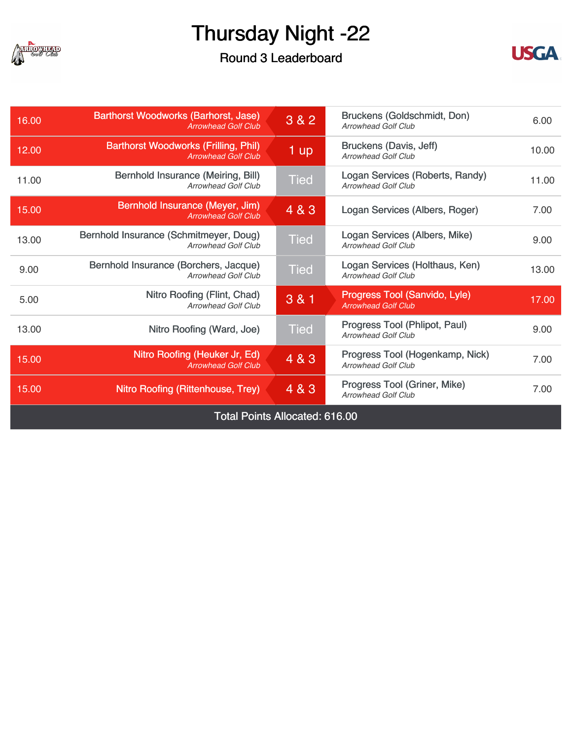# Thursday Night -22

## Round 3 Leaderboard

| Points | Player | Result | Player | Points |
|---|---|---|---|---|
| 16.00 | Barthorst Woodworks (Barhorst, Jase) *Arrowhead Golf Club* | 3 & 2 | Bruckens (Goldschmidt, Don) *Arrowhead Golf Club* | 6.00 |
| 12.00 | Barthorst Woodworks (Frilling, Phil) *Arrowhead Golf Club* | 1 up | Bruckens (Davis, Jeff) *Arrowhead Golf Club* | 10.00 |
| 11.00 | Bernhold Insurance (Meiring, Bill) *Arrowhead Golf Club* | Tied | Logan Services (Roberts, Randy) *Arrowhead Golf Club* | 11.00 |
| 15.00 | Bernhold Insurance (Meyer, Jim) *Arrowhead Golf Club* | 4 & 3 | Logan Services (Albers, Roger) | 7.00 |
| 13.00 | Bernhold Insurance (Schmitmeyer, Doug) *Arrowhead Golf Club* | Tied | Logan Services (Albers, Mike) *Arrowhead Golf Club* | 9.00 |
| 9.00 | Bernhold Insurance (Borchers, Jacque) *Arrowhead Golf Club* | Tied | Logan Services (Holthaus, Ken) *Arrowhead Golf Club* | 13.00 |
| 5.00 | Nitro Roofing (Flint, Chad) *Arrowhead Golf Club* | 3 & 1 | Progress Tool (Sanvido, Lyle) *Arrowhead Golf Club* | 17.00 |
| 13.00 | Nitro Roofing (Ward, Joe) | Tied | Progress Tool (Phlipot, Paul) *Arrowhead Golf Club* | 9.00 |
| 15.00 | Nitro Roofing (Heuker Jr, Ed) *Arrowhead Golf Club* | 4 & 3 | Progress Tool (Hogenkamp, Nick) *Arrowhead Golf Club* | 7.00 |
| 15.00 | Nitro Roofing (Rittenhouse, Trey) | 4 & 3 | Progress Tool (Griner, Mike) *Arrowhead Golf Club* | 7.00 |

Total Points Allocated: 616.00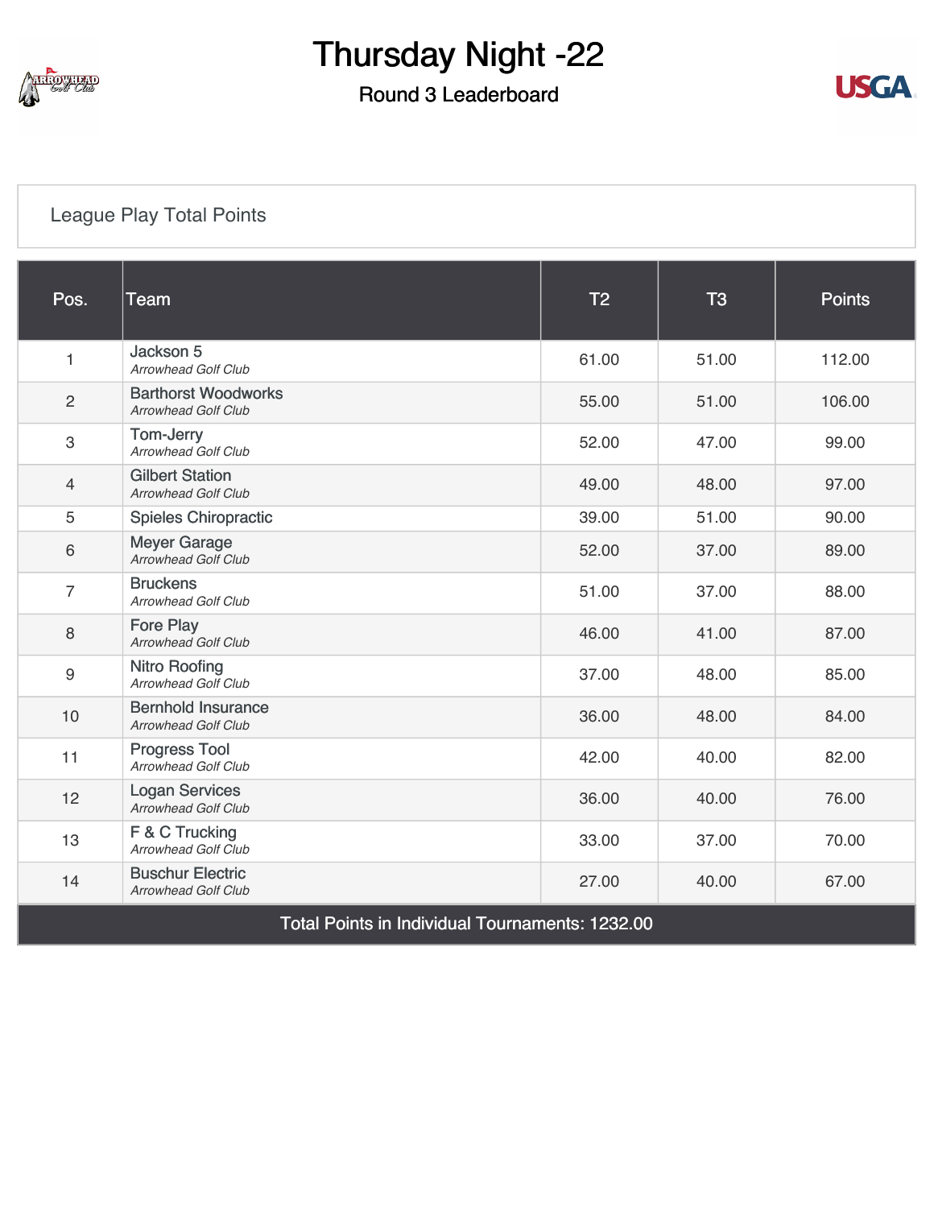# Thursday Night -22

## Round 3 Leaderboard

League Play Total Points

| Pos. | Team | T2 | T3 | Points |
|---|---|---|---|---|
| 1 | Jackson 5 *Arrowhead Golf Club* | 61.00 | 51.00 | 112.00 |
| 2 | Barthorst Woodworks *Arrowhead Golf Club* | 55.00 | 51.00 | 106.00 |
| 3 | Tom-Jerry *Arrowhead Golf Club* | 52.00 | 47.00 | 99.00 |
| 4 | Gilbert Station *Arrowhead Golf Club* | 49.00 | 48.00 | 97.00 |
| 5 | Spieles Chiropractic | 39.00 | 51.00 | 90.00 |
| 6 | Meyer Garage *Arrowhead Golf Club* | 52.00 | 37.00 | 89.00 |
| 7 | Bruckens *Arrowhead Golf Club* | 51.00 | 37.00 | 88.00 |
| 8 | Fore Play *Arrowhead Golf Club* | 46.00 | 41.00 | 87.00 |
| 9 | Nitro Roofing *Arrowhead Golf Club* | 37.00 | 48.00 | 85.00 |
| 10 | Bernhold Insurance *Arrowhead Golf Club* | 36.00 | 48.00 | 84.00 |
| 11 | Progress Tool *Arrowhead Golf Club* | 42.00 | 40.00 | 82.00 |
| 12 | Logan Services *Arrowhead Golf Club* | 36.00 | 40.00 | 76.00 |
| 13 | F & C Trucking *Arrowhead Golf Club* | 33.00 | 37.00 | 70.00 |
| 14 | Buschur Electric *Arrowhead Golf Club* | 27.00 | 40.00 | 67.00 |

Total Points in Individual Tournaments: 1232.00